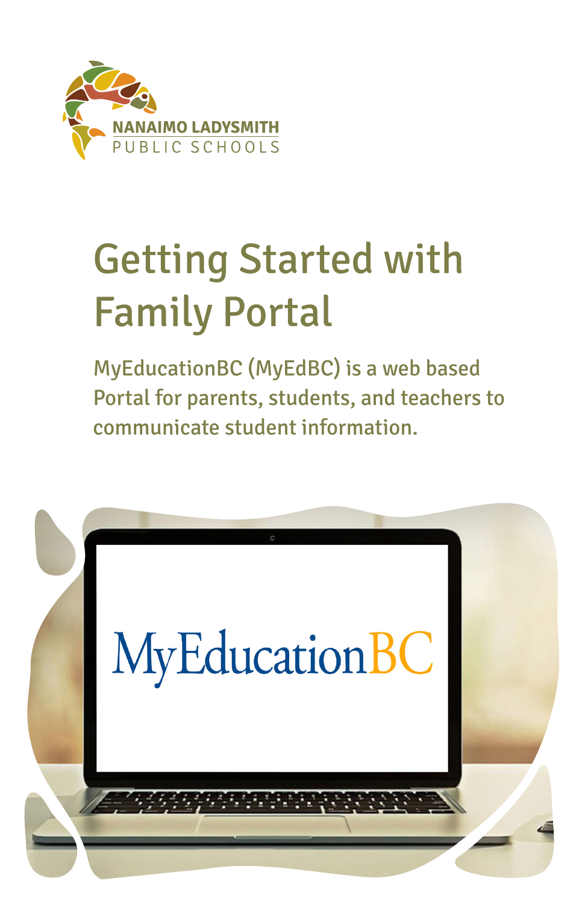NANAIMO LADYSMITH
PUBLIC SCHOOLS

# Getting Started with Family Portal

MyEducationBC (MyEdBC) is a web based Portal for parents, students, and teachers to communicate student information.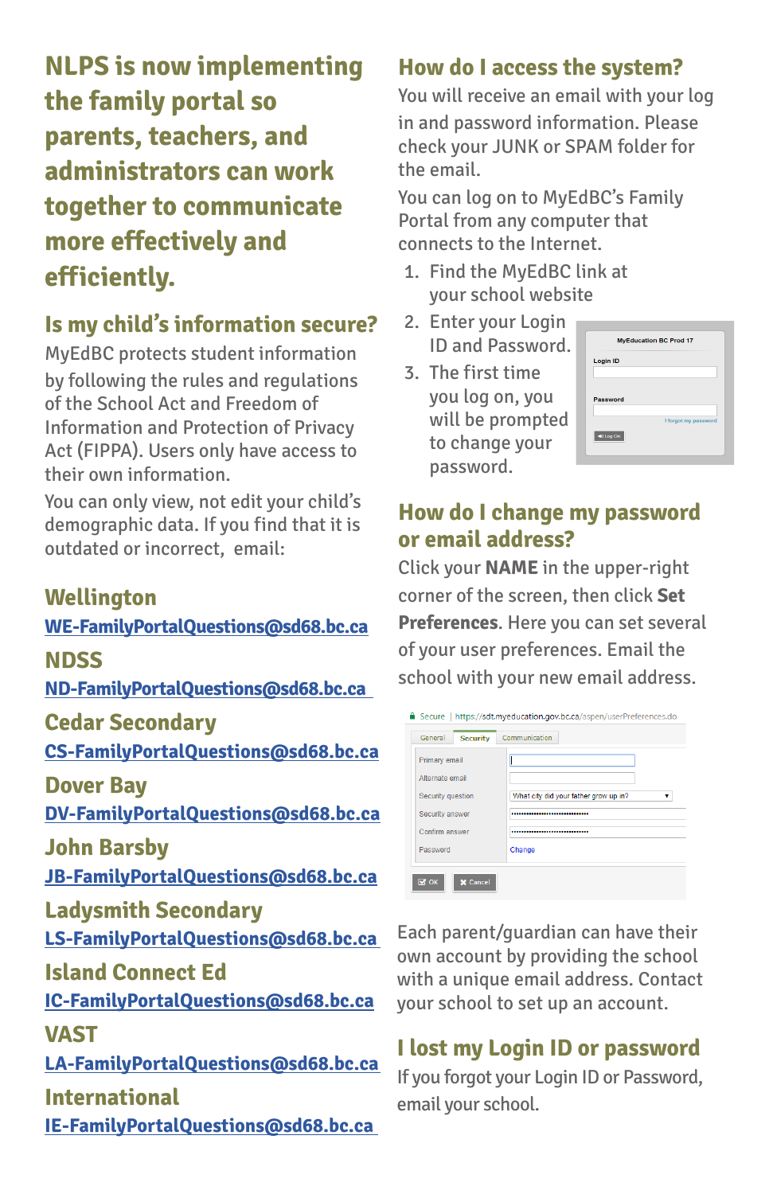# NLPS is now implementing the family portal so parents, teachers, and administrators can work together to communicate more effectively and efficiently.

## Is my child's information secure?

MyEdBC protects student information by following the rules and regulations of the School Act and Freedom of Information and Protection of Privacy Act (FIPPA). Users only have access to their own information.

You can only view, not edit your child's demographic data. If you find that it is outdated or incorrect, email:

### Wellington
WE-FamilyPortalQuestions@sd68.bc.ca

### NDSS
ND-FamilyPortalQuestions@sd68.bc.ca

### Cedar Secondary
CS-FamilyPortalQuestions@sd68.bc.ca

### Dover Bay
DV-FamilyPortalQuestions@sd68.bc.ca

### John Barsby
JB-FamilyPortalQuestions@sd68.bc.ca

### Ladysmith Secondary
LS-FamilyPortalQuestions@sd68.bc.ca

### Island Connect Ed
IC-FamilyPortalQuestions@sd68.bc.ca

### VAST
LA-FamilyPortalQuestions@sd68.bc.ca

### International
IE-FamilyPortalQuestions@sd68.bc.ca

## How do I access the system?

You will receive an email with your log in and password information. Please check your JUNK or SPAM folder for the email.

You can log on to MyEdBC's Family Portal from any computer that connects to the Internet.

1. Find the MyEdBC link at your school website
2. Enter your Login ID and Password.
3. The first time you log on, you will be prompted to change your password.

## How do I change my password or email address?

Click your **NAME** in the upper-right corner of the screen, then click **Set Preferences**. Here you can set several of your user preferences. Email the school with your new email address.

Each parent/guardian can have their own account by providing the school with a unique email address. Contact your school to set up an account.

## I lost my Login ID or password

If you forgot your Login ID or Password, email your school.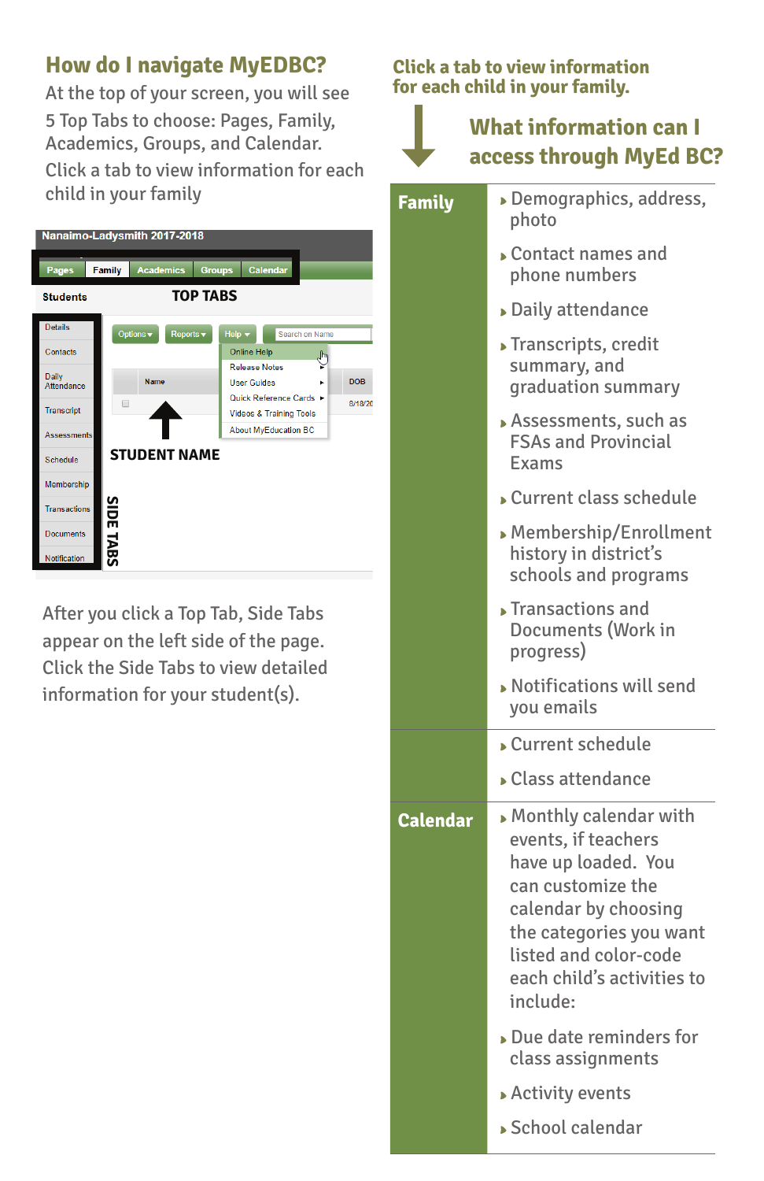## How do I navigate MyEDBC?

At the top of your screen, you will see 5 Top Tabs to choose: Pages, Family, Academics, Groups, and Calendar. Click a tab to view information for each child in your family

Nanaimo-Ladysmith 2017-2018

Pages | Family | Academics | Groups | Calendar

Students — TOP TABS

Details, Contacts, Daily Attendance, Transcript, Assessments, Schedule, Membership, Transactions, Documents, Notification

Options | Reports | Help | Search on Name

Online Help, Release Notes, User Guides, Quick Reference Cards, Videos & Training Tools, About MyEducation BC

Name | DOB

STUDENT NAME

SIDE TABS

After you click a Top Tab, Side Tabs appear on the left side of the page. Click the Side Tabs to view detailed information for your student(s).

**Click a tab to view information for each child in your family.**

## What information can I access through MyEd BC?

| | |
|---|---|
| **Family** | Demographics, address, photo<br>Contact names and phone numbers<br>Daily attendance<br>Transcripts, credit summary, and graduation summary<br>Assessments, such as FSAs and Provincial Exams<br>Current class schedule<br>Membership/Enrollment history in district's schools and programs<br>Transactions and Documents (Work in progress)<br>Notifications will send you emails |
| | Current schedule<br>Class attendance |
| **Calendar** | Monthly calendar with events, if teachers have up loaded. You can customize the calendar by choosing the categories you want listed and color-code each child's activities to include:<br>Due date reminders for class assignments<br>Activity events<br>School calendar |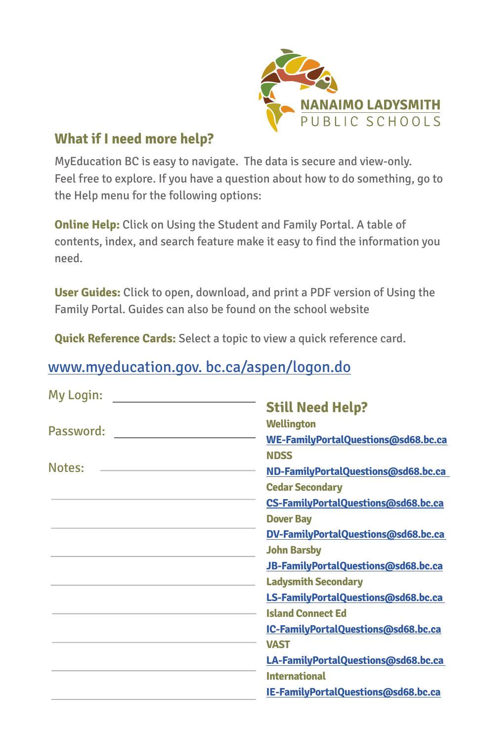NANAIMO LADYSMITH
PUBLIC SCHOOLS

## What if I need more help?

MyEducation BC is easy to navigate. The data is secure and view-only. Feel free to explore. If you have a question about how to do something, go to the Help menu for the following options:

**Online Help:** Click on Using the Student and Family Portal. A table of contents, index, and search feature make it easy to find the information you need.

**User Guides:** Click to open, download, and print a PDF version of Using the Family Portal. Guides can also be found on the school website

**Quick Reference Cards:** Select a topic to view a quick reference card.

www.myeducation.gov. bc.ca/aspen/logon.do

My Login: ____________________

Password: ____________________

Notes: ____________________

## Still Need Help?

**Wellington**
WE-FamilyPortalQuestions@sd68.bc.ca

**NDSS**
ND-FamilyPortalQuestions@sd68.bc.ca

**Cedar Secondary**
CS-FamilyPortalQuestions@sd68.bc.ca

**Dover Bay**
DV-FamilyPortalQuestions@sd68.bc.ca

**John Barsby**
JB-FamilyPortalQuestions@sd68.bc.ca

**Ladysmith Secondary**
LS-FamilyPortalQuestions@sd68.bc.ca

**Island Connect Ed**
IC-FamilyPortalQuestions@sd68.bc.ca

**VAST**
LA-FamilyPortalQuestions@sd68.bc.ca

**International**
IE-FamilyPortalQuestions@sd68.bc.ca